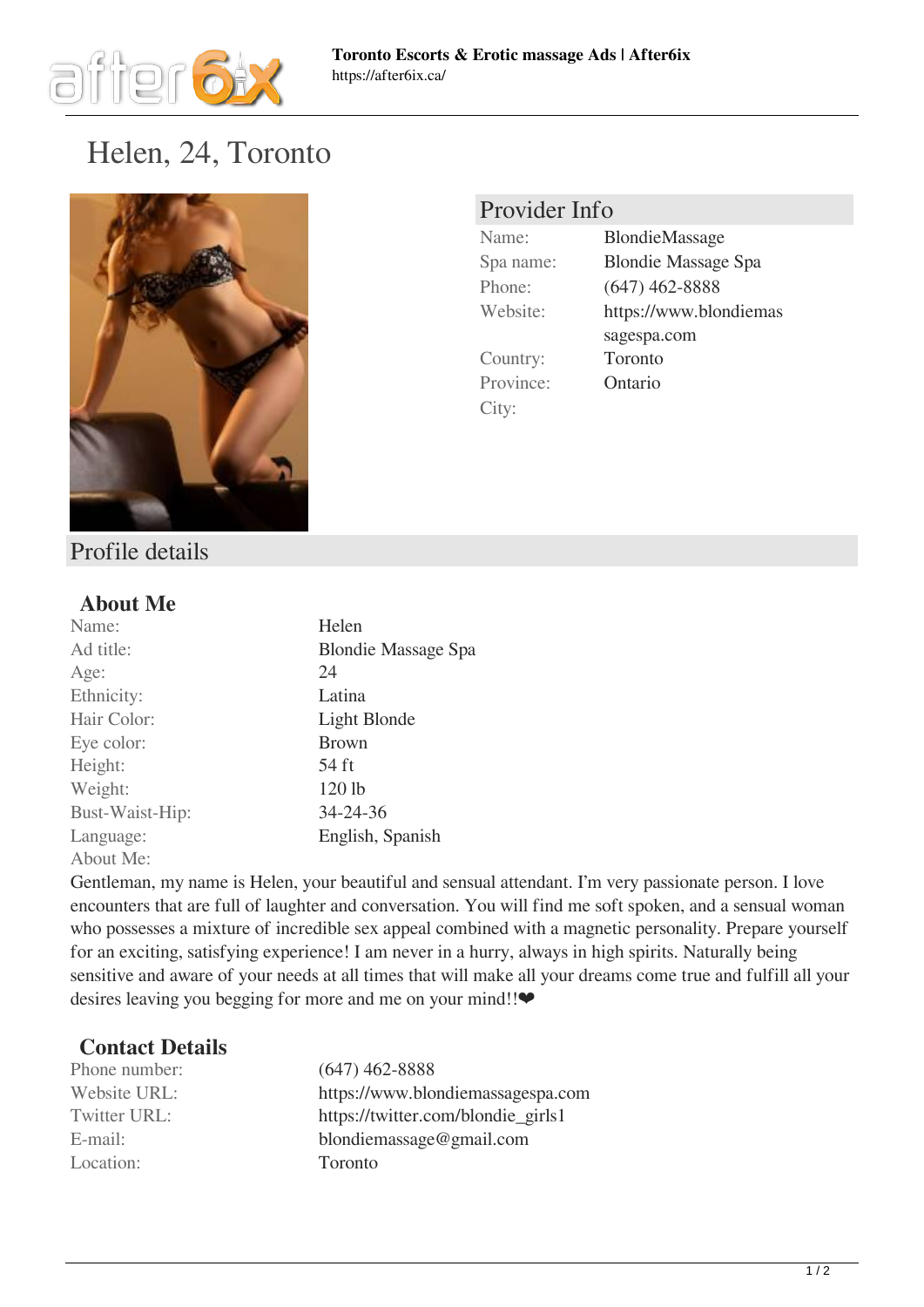# Helen, 24, Toronto

## Provider Info

| | |
|---|---|
| Name: | BlondieMassage |
| Spa name: | Blondie Massage Spa |
| Phone: | (647) 462-8888 |
| Website: | https://www.blondiemassagespa.com |
| Country: | Toronto |
| Province: | Ontario |
| City: | |

## Profile details

### About Me

| | |
|---|---|
| Name: | Helen |
| Ad title: | Blondie Massage Spa |
| Age: | 24 |
| Ethnicity: | Latina |
| Hair Color: | Light Blonde |
| Eye color: | Brown |
| Height: | 54 ft |
| Weight: | 120 lb |
| Bust-Waist-Hip: | 34-24-36 |
| Language: | English, Spanish |

About Me:

Gentleman, my name is Helen, your beautiful and sensual attendant. I'm very passionate person. I love encounters that are full of laughter and conversation. You will find me soft spoken, and a sensual woman who possesses a mixture of incredible sex appeal combined with a magnetic personality. Prepare yourself for an exciting, satisfying experience! I am never in a hurry, always in high spirits. Naturally being sensitive and aware of your needs at all times that will make all your dreams come true and fulfill all your desires leaving you begging for more and me on your mind!!❤

### Contact Details

| | |
|---|---|
| Phone number: | (647) 462-8888 |
| Website URL: | https://www.blondiemassagespa.com |
| Twitter URL: | https://twitter.com/blondie_girls1 |
| E-mail: | blondiemassage@gmail.com |
| Location: | Toronto |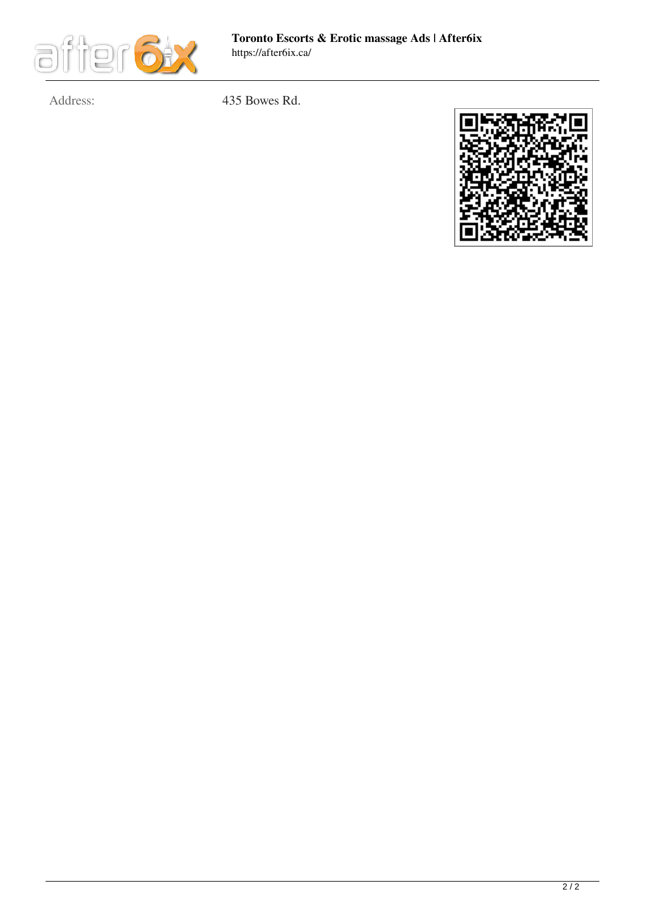Address: 435 Bowes Rd.